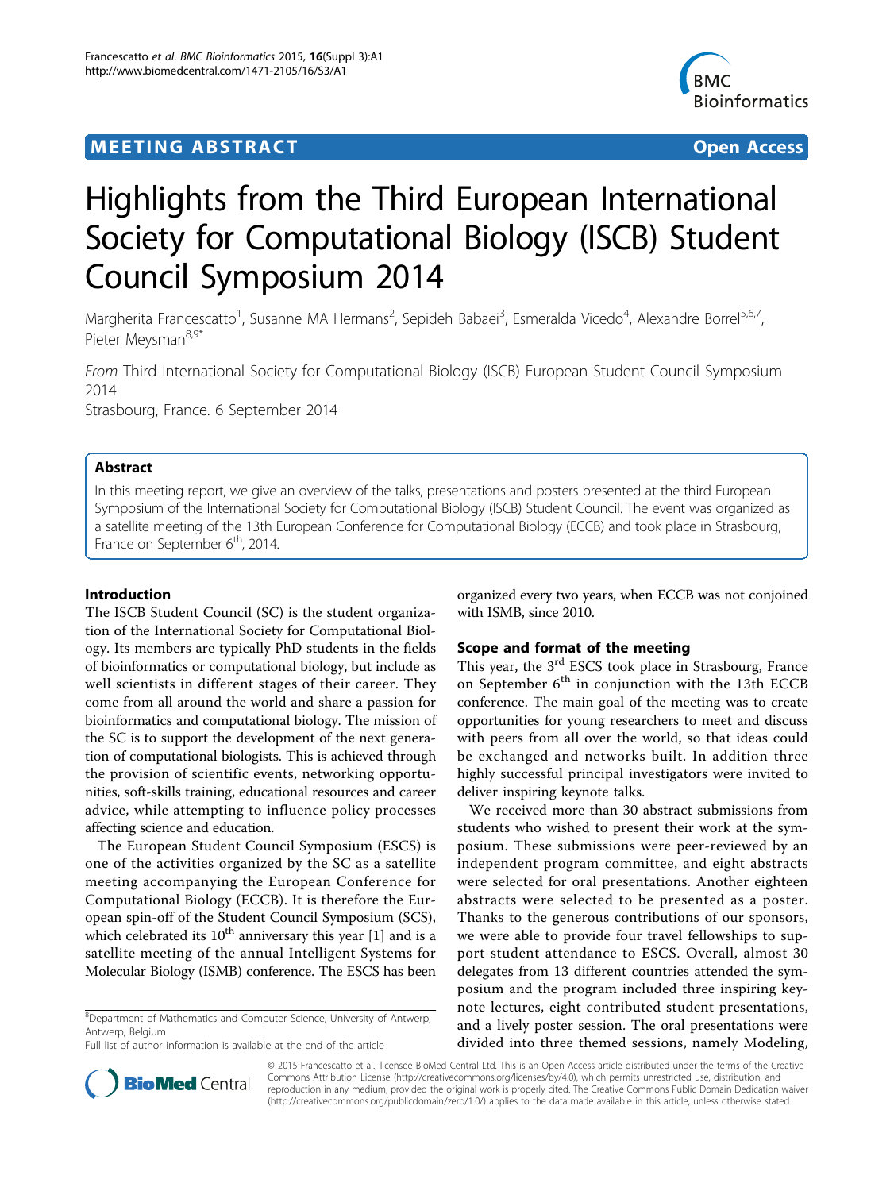MEETING ABSTRACT Open Access

# Highlights from the Third European International Society for Computational Biology (ISCB) Student Council Symposium 2014

Margherita Francescatto[1], Susanne MA Hermans[2], Sepideh Babaei[3], Esmeralda Vicedo[4], Alexandre Borrel[5,6,7], Pieter Meysman[8,9*]

*From* Third International Society for Computational Biology (ISCB) European Student Council Symposium 2014
Strasbourg, France. 6 September 2014

## Abstract

In this meeting report, we give an overview of the talks, presentations and posters presented at the third European Symposium of the International Society for Computational Biology (ISCB) Student Council. The event was organized as a satellite meeting of the 13th European Conference for Computational Biology (ECCB) and took place in Strasbourg, France on September 6th, 2014.

## Introduction

The ISCB Student Council (SC) is the student organization of the International Society for Computational Biology. Its members are typically PhD students in the fields of bioinformatics or computational biology, but include as well scientists in different stages of their career. They come from all around the world and share a passion for bioinformatics and computational biology. The mission of the SC is to support the development of the next generation of computational biologists. This is achieved through the provision of scientific events, networking opportunities, soft-skills training, educational resources and career advice, while attempting to influence policy processes affecting science and education.

The European Student Council Symposium (ESCS) is one of the activities organized by the SC as a satellite meeting accompanying the European Conference for Computational Biology (ECCB). It is therefore the European spin-off of the Student Council Symposium (SCS), which celebrated its 10th anniversary this year [1] and is a satellite meeting of the annual Intelligent Systems for Molecular Biology (ISMB) conference. The ESCS has been organized every two years, when ECCB was not conjoined with ISMB, since 2010.

## Scope and format of the meeting

This year, the 3rd ESCS took place in Strasbourg, France on September 6th in conjunction with the 13th ECCB conference. The main goal of the meeting was to create opportunities for young researchers to meet and discuss with peers from all over the world, so that ideas could be exchanged and networks built. In addition three highly successful principal investigators were invited to deliver inspiring keynote talks.

We received more than 30 abstract submissions from students who wished to present their work at the symposium. These submissions were peer-reviewed by an independent program committee, and eight abstracts were selected for oral presentations. Another eighteen abstracts were selected to be presented as a poster. Thanks to the generous contributions of our sponsors, we were able to provide four travel fellowships to support student attendance to ESCS. Overall, almost 30 delegates from 13 different countries attended the symposium and the program included three inspiring keynote lectures, eight contributed student presentations, and a lively poster session. The oral presentations were divided into three themed sessions, namely Modeling,

[8]Department of Mathematics and Computer Science, University of Antwerp, Antwerp, Belgium
Full list of author information is available at the end of the article

© 2015 Francescatto et al.; licensee BioMed Central Ltd. This is an Open Access article distributed under the terms of the Creative Commons Attribution License (http://creativecommons.org/licenses/by/4.0), which permits unrestricted use, distribution, and reproduction in any medium, provided the original work is properly cited. The Creative Commons Public Domain Dedication waiver (http://creativecommons.org/publicdomain/zero/1.0/) applies to the data made available in this article, unless otherwise stated.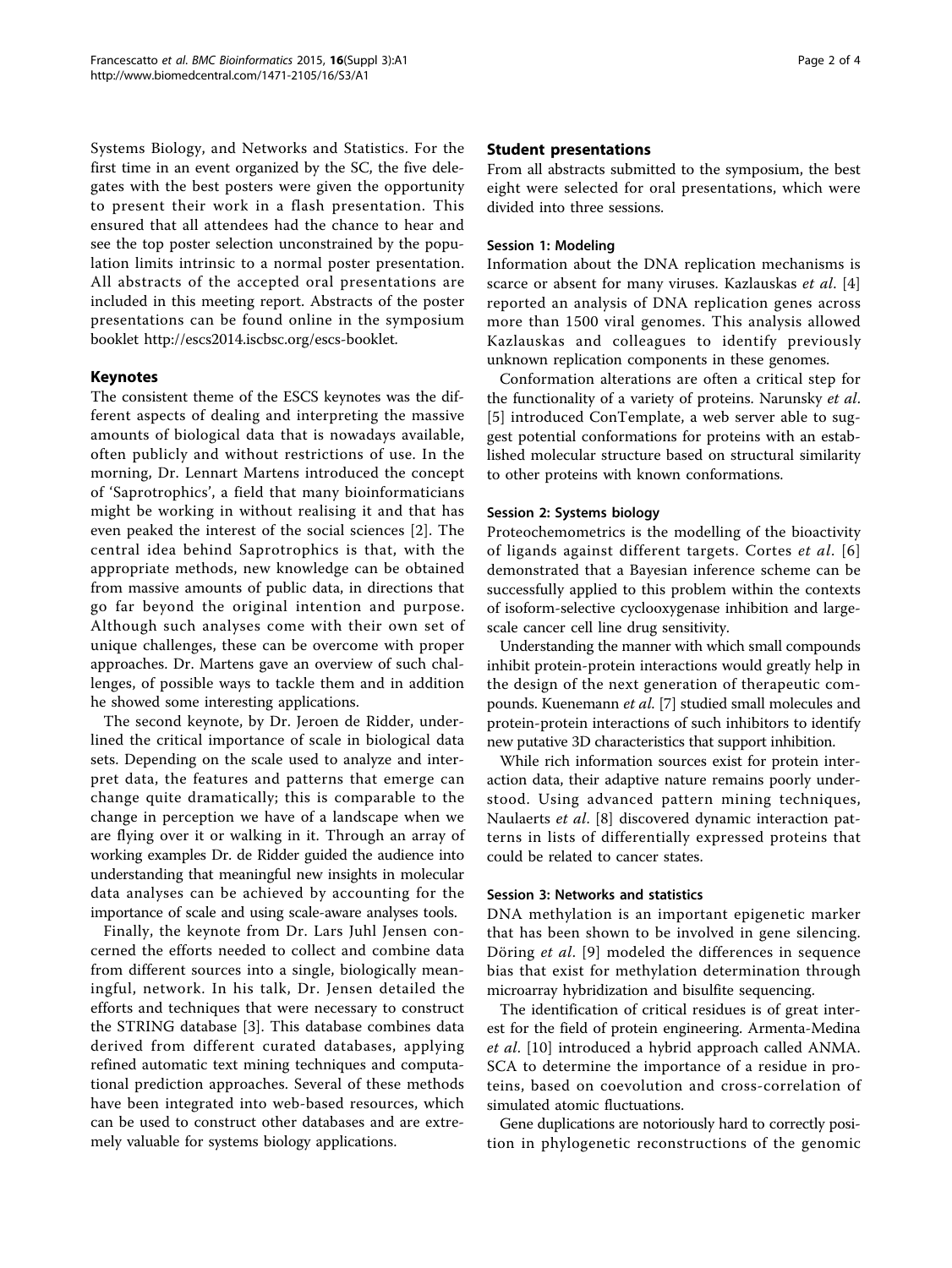Systems Biology, and Networks and Statistics. For the first time in an event organized by the SC, the five delegates with the best posters were given the opportunity to present their work in a flash presentation. This ensured that all attendees had the chance to hear and see the top poster selection unconstrained by the population limits intrinsic to a normal poster presentation. All abstracts of the accepted oral presentations are included in this meeting report. Abstracts of the poster presentations can be found online in the symposium booklet http://escs2014.iscbsc.org/escs-booklet.

## Keynotes

The consistent theme of the ESCS keynotes was the different aspects of dealing and interpreting the massive amounts of biological data that is nowadays available, often publicly and without restrictions of use. In the morning, Dr. Lennart Martens introduced the concept of 'Saprotrophics', a field that many bioinformaticians might be working in without realising it and that has even peaked the interest of the social sciences [2]. The central idea behind Saprotrophics is that, with the appropriate methods, new knowledge can be obtained from massive amounts of public data, in directions that go far beyond the original intention and purpose. Although such analyses come with their own set of unique challenges, these can be overcome with proper approaches. Dr. Martens gave an overview of such challenges, of possible ways to tackle them and in addition he showed some interesting applications.

The second keynote, by Dr. Jeroen de Ridder, underlined the critical importance of scale in biological data sets. Depending on the scale used to analyze and interpret data, the features and patterns that emerge can change quite dramatically; this is comparable to the change in perception we have of a landscape when we are flying over it or walking in it. Through an array of working examples Dr. de Ridder guided the audience into understanding that meaningful new insights in molecular data analyses can be achieved by accounting for the importance of scale and using scale-aware analyses tools.

Finally, the keynote from Dr. Lars Juhl Jensen concerned the efforts needed to collect and combine data from different sources into a single, biologically meaningful, network. In his talk, Dr. Jensen detailed the efforts and techniques that were necessary to construct the STRING database [3]. This database combines data derived from different curated databases, applying refined automatic text mining techniques and computational prediction approaches. Several of these methods have been integrated into web-based resources, which can be used to construct other databases and are extremely valuable for systems biology applications.

## Student presentations

From all abstracts submitted to the symposium, the best eight were selected for oral presentations, which were divided into three sessions.

### Session 1: Modeling

Information about the DNA replication mechanisms is scarce or absent for many viruses. Kazlauskas *et al*. [4] reported an analysis of DNA replication genes across more than 1500 viral genomes. This analysis allowed Kazlauskas and colleagues to identify previously unknown replication components in these genomes.

Conformation alterations are often a critical step for the functionality of a variety of proteins. Narunsky *et al*. [5] introduced ConTemplate, a web server able to suggest potential conformations for proteins with an established molecular structure based on structural similarity to other proteins with known conformations.

### Session 2: Systems biology

Proteochemometrics is the modelling of the bioactivity of ligands against different targets. Cortes *et al*. [6] demonstrated that a Bayesian inference scheme can be successfully applied to this problem within the contexts of isoform-selective cyclooxygenase inhibition and large-scale cancer cell line drug sensitivity.

Understanding the manner with which small compounds inhibit protein-protein interactions would greatly help in the design of the next generation of therapeutic compounds. Kuenemann *et al*. [7] studied small molecules and protein-protein interactions of such inhibitors to identify new putative 3D characteristics that support inhibition.

While rich information sources exist for protein interaction data, their adaptive nature remains poorly understood. Using advanced pattern mining techniques, Naulaerts *et al*. [8] discovered dynamic interaction patterns in lists of differentially expressed proteins that could be related to cancer states.

### Session 3: Networks and statistics

DNA methylation is an important epigenetic marker that has been shown to be involved in gene silencing. Döring *et al*. [9] modeled the differences in sequence bias that exist for methylation determination through microarray hybridization and bisulfite sequencing.

The identification of critical residues is of great interest for the field of protein engineering. Armenta-Medina *et al*. [10] introduced a hybrid approach called ANMA. SCA to determine the importance of a residue in proteins, based on coevolution and cross-correlation of simulated atomic fluctuations.

Gene duplications are notoriously hard to correctly position in phylogenetic reconstructions of the genomic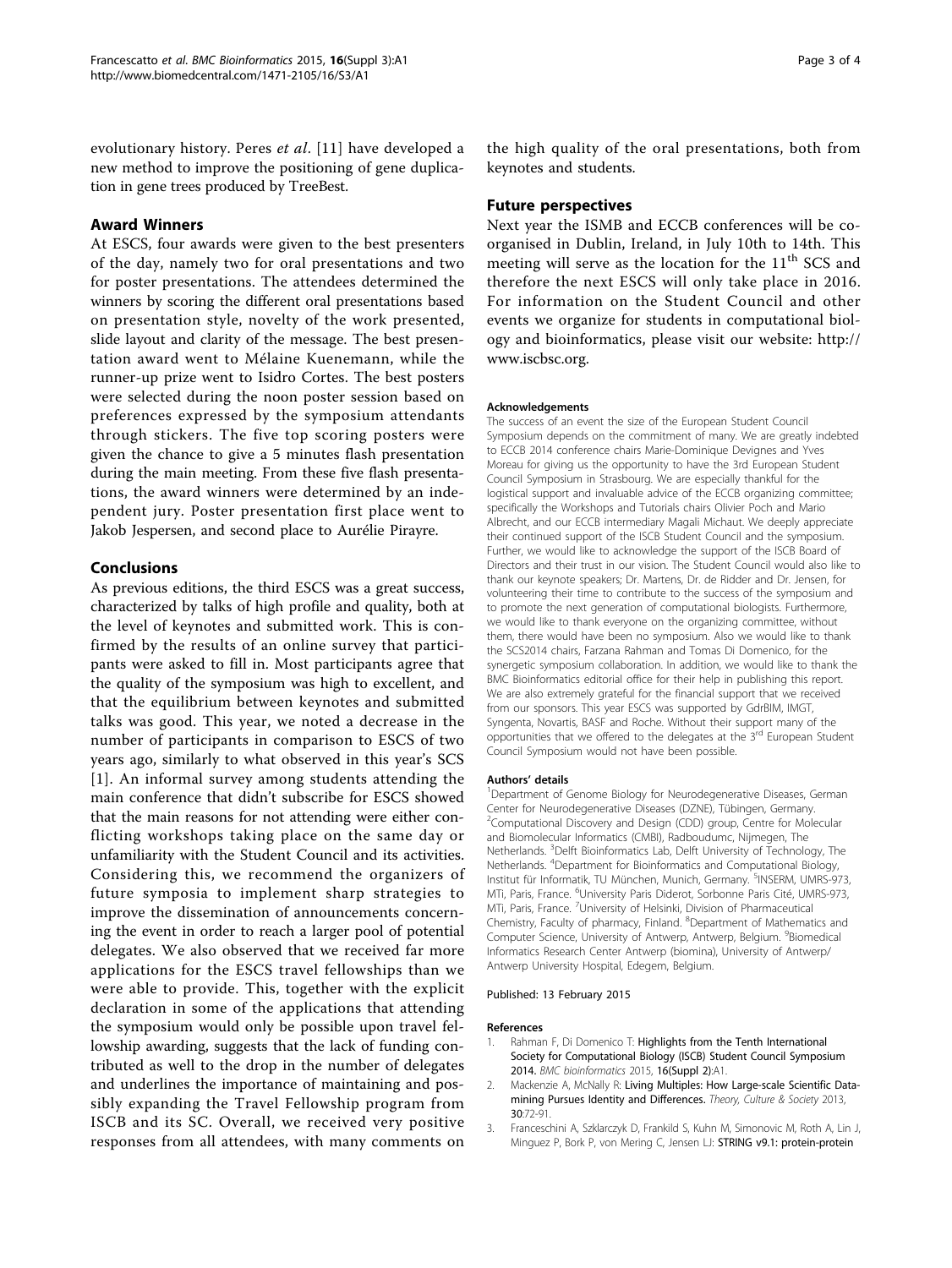evolutionary history. Peres *et al*. [11] have developed a new method to improve the positioning of gene duplication in gene trees produced by TreeBest.

## Award Winners

At ESCS, four awards were given to the best presenters of the day, namely two for oral presentations and two for poster presentations. The attendees determined the winners by scoring the different oral presentations based on presentation style, novelty of the work presented, slide layout and clarity of the message. The best presentation award went to Mélaine Kuenemann, while the runner-up prize went to Isidro Cortes. The best posters were selected during the noon poster session based on preferences expressed by the symposium attendants through stickers. The five top scoring posters were given the chance to give a 5 minutes flash presentation during the main meeting. From these five flash presentations, the award winners were determined by an independent jury. Poster presentation first place went to Jakob Jespersen, and second place to Aurélie Pirayre.

## Conclusions

As previous editions, the third ESCS was a great success, characterized by talks of high profile and quality, both at the level of keynotes and submitted work. This is confirmed by the results of an online survey that participants were asked to fill in. Most participants agree that the quality of the symposium was high to excellent, and that the equilibrium between keynotes and submitted talks was good. This year, we noted a decrease in the number of participants in comparison to ESCS of two years ago, similarly to what observed in this year's SCS [1]. An informal survey among students attending the main conference that didn't subscribe for ESCS showed that the main reasons for not attending were either conflicting workshops taking place on the same day or unfamiliarity with the Student Council and its activities. Considering this, we recommend the organizers of future symposia to implement sharp strategies to improve the dissemination of announcements concerning the event in order to reach a larger pool of potential delegates. We also observed that we received far more applications for the ESCS travel fellowships than we were able to provide. This, together with the explicit declaration in some of the applications that attending the symposium would only be possible upon travel fellowship awarding, suggests that the lack of funding contributed as well to the drop in the number of delegates and underlines the importance of maintaining and possibly expanding the Travel Fellowship program from ISCB and its SC. Overall, we received very positive responses from all attendees, with many comments on the high quality of the oral presentations, both from keynotes and students.

## Future perspectives

Next year the ISMB and ECCB conferences will be co-organised in Dublin, Ireland, in July 10th to 14th. This meeting will serve as the location for the 11$^{th}$ SCS and therefore the next ESCS will only take place in 2016. For information on the Student Council and other events we organize for students in computational biology and bioinformatics, please visit our website: http://www.iscbsc.org.

#### Acknowledgements

The success of an event the size of the European Student Council Symposium depends on the commitment of many. We are greatly indebted to ECCB 2014 conference chairs Marie-Dominique Devignes and Yves Moreau for giving us the opportunity to have the 3rd European Student Council Symposium in Strasbourg. We are especially thankful for the logistical support and invaluable advice of the ECCB organizing committee; specifically the Workshops and Tutorials chairs Olivier Poch and Mario Albrecht, and our ECCB intermediary Magali Michaut. We deeply appreciate their continued support of the ISCB Student Council and the symposium. Further, we would like to acknowledge the support of the ISCB Board of Directors and their trust in our vision. The Student Council would also like to thank our keynote speakers; Dr. Martens, Dr. de Ridder and Dr. Jensen, for volunteering their time to contribute to the success of the symposium and to promote the next generation of computational biologists. Furthermore, we would like to thank everyone on the organizing committee, without them, there would have been no symposium. Also we would like to thank the SCS2014 chairs, Farzana Rahman and Tomas Di Domenico, for the synergetic symposium collaboration. In addition, we would like to thank the BMC Bioinformatics editorial office for their help in publishing this report. We are also extremely grateful for the financial support that we received from our sponsors. This year ESCS was supported by GdrBIM, IMGT, Syngenta, Novartis, BASF and Roche. Without their support many of the opportunities that we offered to the delegates at the 3$^{rd}$ European Student Council Symposium would not have been possible.

#### Authors' details

[1]Department of Genome Biology for Neurodegenerative Diseases, German Center for Neurodegenerative Diseases (DZNE), Tübingen, Germany. [2]Computational Discovery and Design (CDD) group, Centre for Molecular and Biomolecular Informatics (CMBI), Radboudumc, Nijmegen, The Netherlands. [3]Delft Bioinformatics Lab, Delft University of Technology, The Netherlands. [4]Department for Bioinformatics and Computational Biology, Institut für Informatik, TU München, Munich, Germany. [5]INSERM, UMRS-973, MTi, Paris, France. [6]University Paris Diderot, Sorbonne Paris Cité, UMRS-973, MTi, Paris, France. [7]University of Helsinki, Division of Pharmaceutical Chemistry, Faculty of pharmacy, Finland. [8]Department of Mathematics and Computer Science, University of Antwerp, Antwerp, Belgium. [9]Biomedical Informatics Research Center Antwerp (biomina), University of Antwerp/ Antwerp University Hospital, Edegem, Belgium.

Published: 13 February 2015

#### References

1. Rahman F, Di Domenico T: **Highlights from the Tenth International Society for Computational Biology (ISCB) Student Council Symposium 2014.** *BMC bioinformatics* 2015, **16(Suppl 2)**:A1.
2. Mackenzie A, McNally R: **Living Multiples: How Large-scale Scientific Data-mining Pursues Identity and Differences.** *Theory, Culture & Society* 2013, **30**:72-91.
3. Franceschini A, Szklarczyk D, Frankild S, Kuhn M, Simonovic M, Roth A, Lin J, Minguez P, Bork P, von Mering C, Jensen LJ: **STRING v9.1: protein-protein**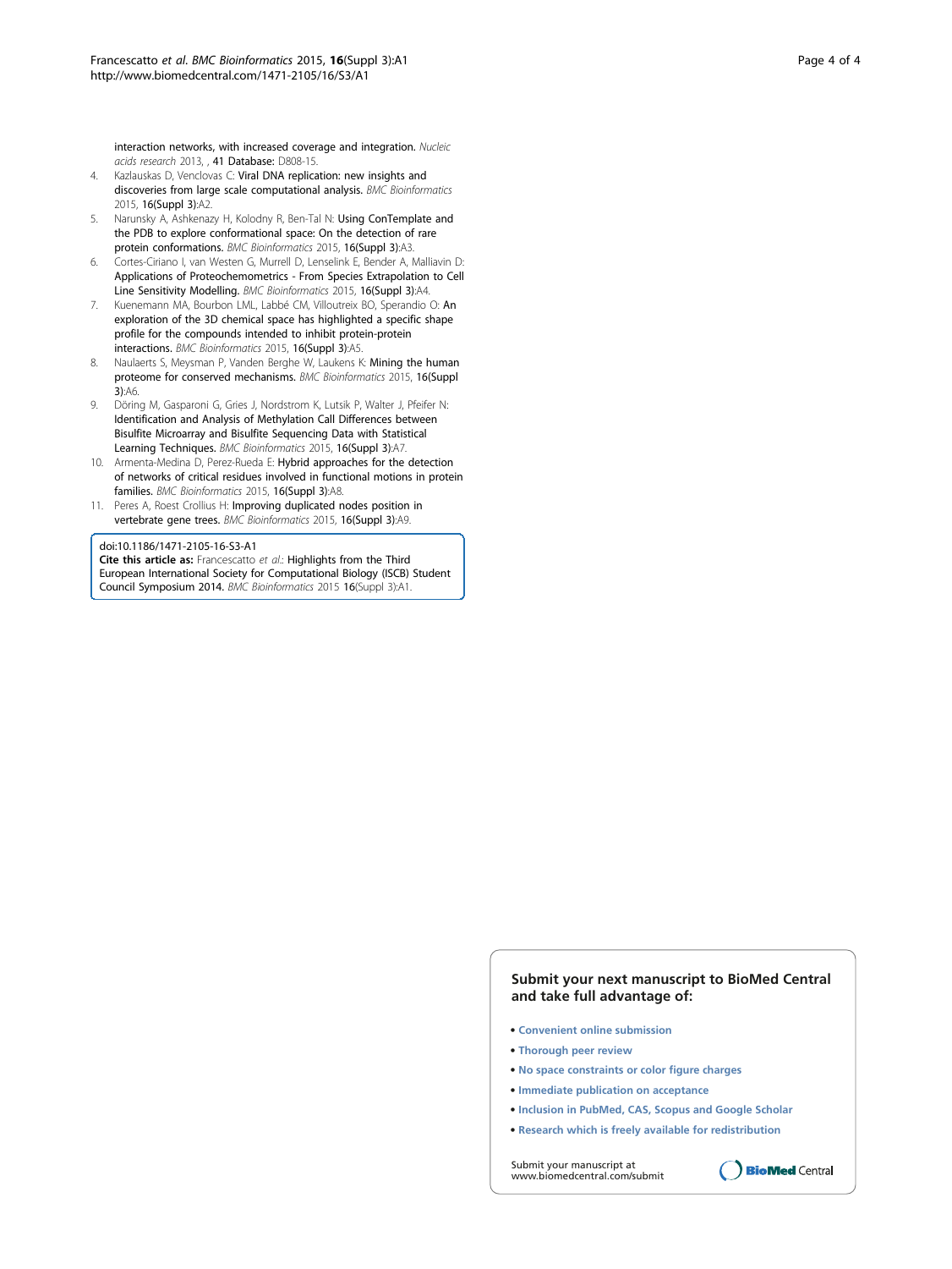interaction networks, with increased coverage and integration. *Nucleic acids research* 2013, , **41** Database: D808-15.

4. Kazlauskas D, Venclovas C: **Viral DNA replication: new insights and discoveries from large scale computational analysis.** *BMC Bioinformatics* 2015, **16(Suppl 3)**:A2.
5. Narunsky A, Ashkenazy H, Kolodny R, Ben-Tal N: **Using ConTemplate and the PDB to explore conformational space: On the detection of rare protein conformations.** *BMC Bioinformatics* 2015, **16(Suppl 3)**:A3.
6. Cortes-Ciriano I, van Westen G, Murrell D, Lenselink E, Bender A, Malliavin D: **Applications of Proteochemometrics - From Species Extrapolation to Cell Line Sensitivity Modelling.** *BMC Bioinformatics* 2015, **16(Suppl 3)**:A4.
7. Kuenemann MA, Bourbon LML, Labbé CM, Villoutreix BO, Sperandio O: **An exploration of the 3D chemical space has highlighted a specific shape profile for the compounds intended to inhibit protein-protein interactions.** *BMC Bioinformatics* 2015, **16(Suppl 3)**:A5.
8. Naulaerts S, Meysman P, Vanden Berghe W, Laukens K: **Mining the human proteome for conserved mechanisms.** *BMC Bioinformatics* 2015, **16(Suppl 3)**:A6.
9. Döring M, Gasparoni G, Gries J, Nordstrom K, Lutsik P, Walter J, Pfeifer N: **Identification and Analysis of Methylation Call Differences between Bisulfite Microarray and Bisulfite Sequencing Data with Statistical Learning Techniques.** *BMC Bioinformatics* 2015, **16(Suppl 3)**:A7.
10. Armenta-Medina D, Perez-Rueda E: **Hybrid approaches for the detection of networks of critical residues involved in functional motions in protein families.** *BMC Bioinformatics* 2015, **16(Suppl 3)**:A8.
11. Peres A, Roest Crollius H: **Improving duplicated nodes position in vertebrate gene trees.** *BMC Bioinformatics* 2015, **16(Suppl 3)**:A9.

doi:10.1186/1471-2105-16-S3-A1
**Cite this article as:** Francescatto *et al.*: **Highlights from the Third European International Society for Computational Biology (ISCB) Student Council Symposium 2014.** *BMC Bioinformatics* 2015 **16**(Suppl 3):A1.

**Submit your next manuscript to BioMed Central and take full advantage of:**

- **Convenient online submission**
- **Thorough peer review**
- **No space constraints or color figure charges**
- **Immediate publication on acceptance**
- **Inclusion in PubMed, CAS, Scopus and Google Scholar**
- **Research which is freely available for redistribution**

Submit your manuscript at
www.biomedcentral.com/submit

BioMed Central